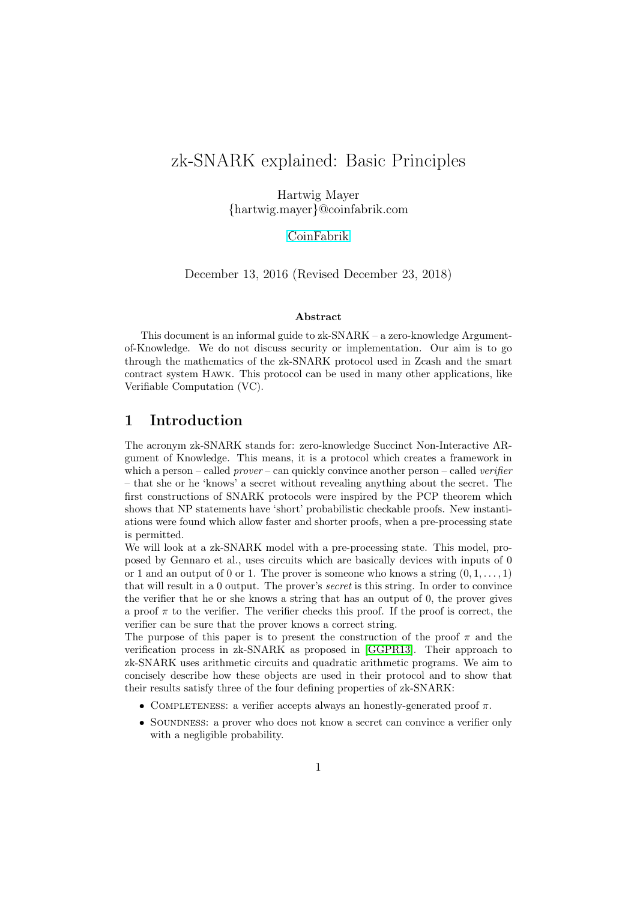# zk-SNARK explained: Basic Principles

Hartwig Mayer
{hartwig.mayer}@coinfabrik.com

CoinFabrik

December 13, 2016 (Revised December 23, 2018)

**Abstract**

This document is an informal guide to zk-SNARK – a zero-knowledge Argument-of-Knowledge. We do not discuss security or implementation. Our aim is to go through the mathematics of the zk-SNARK protocol used in Zcash and the smart contract system HAWK. This protocol can be used in many other applications, like Verifiable Computation (VC).

## 1 Introduction

The acronym zk-SNARK stands for: zero-knowledge Succinct Non-Interactive ARgument of Knowledge. This means, it is a protocol which creates a framework in which a person – called *prover* – can quickly convince another person – called *verifier* – that she or he 'knows' a secret without revealing anything about the secret. The first constructions of SNARK protocols were inspired by the PCP theorem which shows that NP statements have 'short' probabilistic checkable proofs. New instantiations were found which allow faster and shorter proofs, when a pre-processing state is permitted.

We will look at a zk-SNARK model with a pre-processing state. This model, proposed by Gennaro et al., uses circuits which are basically devices with inputs of 0 or 1 and an output of 0 or 1. The prover is someone who knows a string $(0, 1, \ldots, 1)$ that will result in a 0 output. The prover's *secret* is this string. In order to convince the verifier that he or she knows a string that has an output of 0, the prover gives a proof $\pi$ to the verifier. The verifier checks this proof. If the proof is correct, the verifier can be sure that the prover knows a correct string.

The purpose of this paper is to present the construction of the proof $\pi$ and the verification process in zk-SNARK as proposed in [GGPR13]. Their approach to zk-SNARK uses arithmetic circuits and quadratic arithmetic programs. We aim to concisely describe how these objects are used in their protocol and to show that their results satisfy three of the four defining properties of zk-SNARK:

- COMPLETENESS: a verifier accepts always an honestly-generated proof $\pi$.
- SOUNDNESS: a prover who does not know a secret can convince a verifier only with a negligible probability.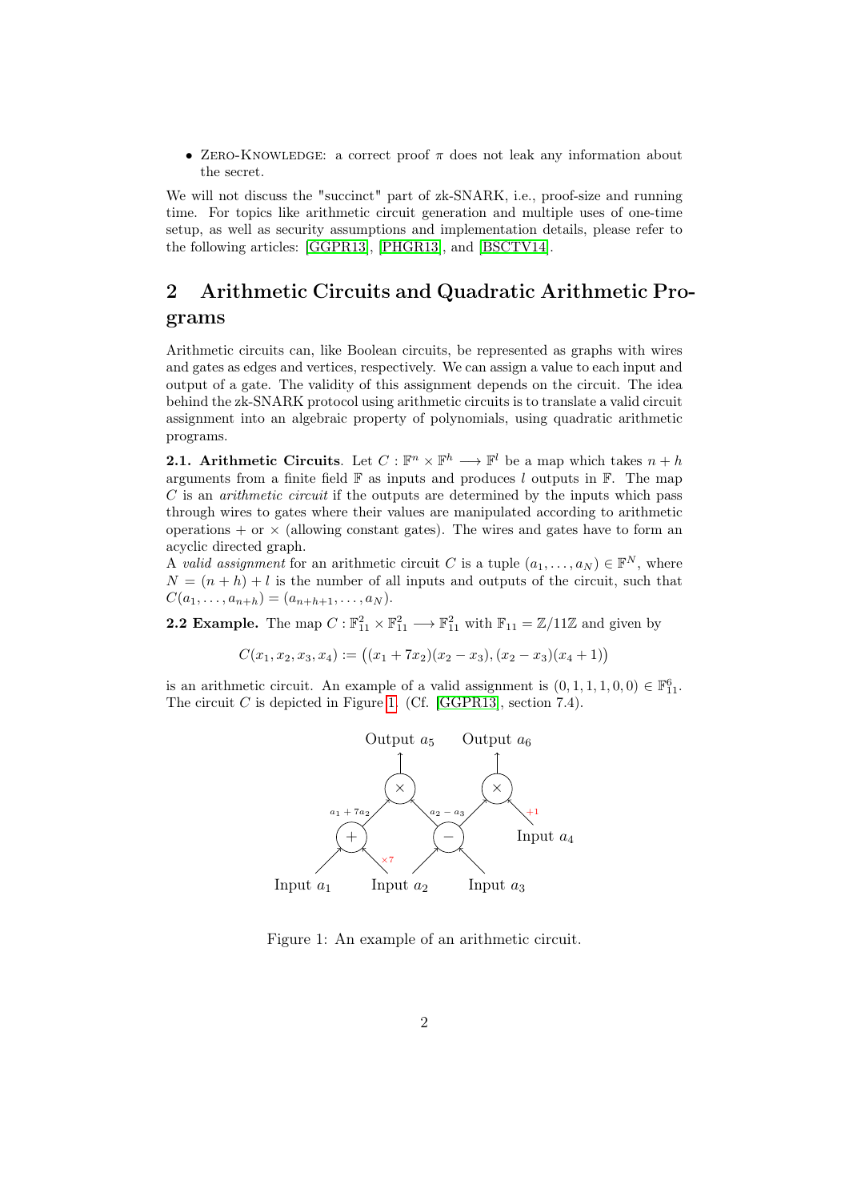- Zero-Knowledge: a correct proof $\pi$ does not leak any information about the secret.

We will not discuss the "succinct" part of zk-SNARK, i.e., proof-size and running time. For topics like arithmetic circuit generation and multiple uses of one-time setup, as well as security assumptions and implementation details, please refer to the following articles: [GGPR13], [PHGR13], and [BSCTV14].

## 2 Arithmetic Circuits and Quadratic Arithmetic Programs

Arithmetic circuits can, like Boolean circuits, be represented as graphs with wires and gates as edges and vertices, respectively. We can assign a value to each input and output of a gate. The validity of this assignment depends on the circuit. The idea behind the zk-SNARK protocol using arithmetic circuits is to translate a valid circuit assignment into an algebraic property of polynomials, using quadratic arithmetic programs.

**2.1. Arithmetic Circuits**. Let $C : \mathbb{F}^n \times \mathbb{F}^h \longrightarrow \mathbb{F}^l$ be a map which takes $n + h$ arguments from a finite field $\mathbb{F}$ as inputs and produces $l$ outputs in $\mathbb{F}$. The map $C$ is an *arithmetic circuit* if the outputs are determined by the inputs which pass through wires to gates where their values are manipulated according to arithmetic operations $+$ or $\times$ (allowing constant gates). The wires and gates have to form an acyclic directed graph.

A *valid assignment* for an arithmetic circuit $C$ is a tuple $(a_1, \ldots, a_N) \in \mathbb{F}^N$, where $N = (n + h) + l$ is the number of all inputs and outputs of the circuit, such that $C(a_1, \ldots, a_{n+h}) = (a_{n+h+1}, \ldots, a_N)$.

**2.2 Example.** The map $C : \mathbb{F}_{11}^2 \times \mathbb{F}_{11}^2 \longrightarrow \mathbb{F}_{11}^2$ with $\mathbb{F}_{11} = \mathbb{Z}/11\mathbb{Z}$ and given by

$$C(x_1, x_2, x_3, x_4) := \big((x_1 + 7x_2)(x_2 - x_3), (x_2 - x_3)(x_4 + 1)\big)$$

is an arithmetic circuit. An example of a valid assignment is $(0, 1, 1, 1, 0, 0) \in \mathbb{F}_{11}^6$. The circuit $C$ is depicted in Figure 1. (Cf. [GGPR13], section 7.4).

Figure 1: An example of an arithmetic circuit.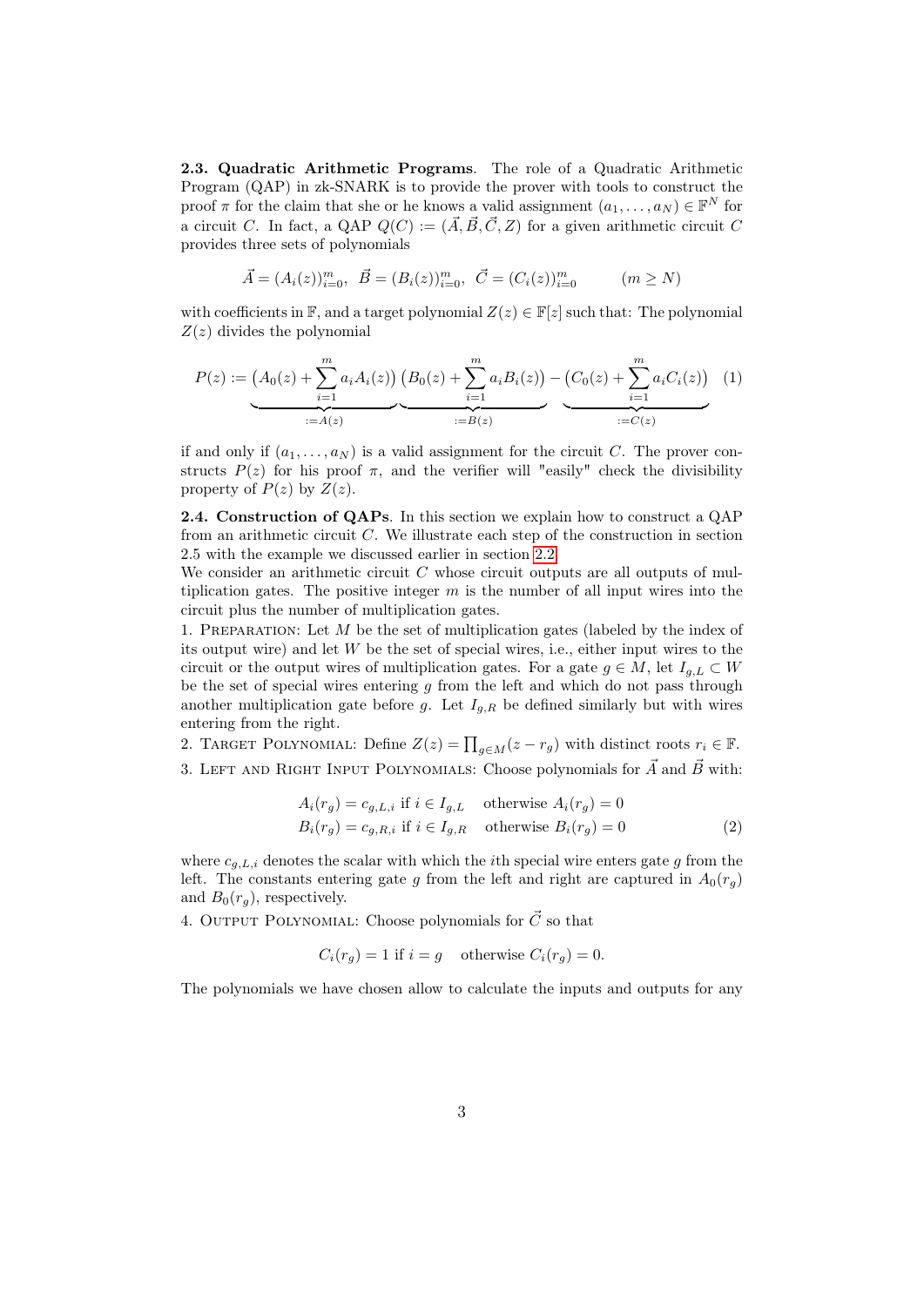**2.3. Quadratic Arithmetic Programs**. The role of a Quadratic Arithmetic Program (QAP) in zk-SNARK is to provide the prover with tools to construct the proof $\pi$ for the claim that she or he knows a valid assignment $(a_1, \ldots, a_N) \in \mathbb{F}^N$ for a circuit $C$. In fact, a QAP $Q(C) := (\vec{A}, \vec{B}, \vec{C}, Z)$ for a given arithmetic circuit $C$ provides three sets of polynomials

$$\vec{A} = (A_i(z))_{i=0}^m, \ \ \vec{B} = (B_i(z))_{i=0}^m, \ \ \vec{C} = (C_i(z))_{i=0}^m \qquad (m \geq N)$$

with coefficients in $\mathbb{F}$, and a target polynomial $Z(z) \in \mathbb{F}[z]$ such that: The polynomial $Z(z)$ divides the polynomial

$$P(z) := \underbrace{\left(A_0(z) + \sum_{i=1}^m a_i A_i(z)\right)}_{:=A(z)} \underbrace{\left(B_0(z) + \sum_{i=1}^m a_i B_i(z)\right)}_{:=B(z)} - \underbrace{\left(C_0(z) + \sum_{i=1}^m a_i C_i(z)\right)}_{:=C(z)} \quad (1)$$

if and only if $(a_1, \ldots, a_N)$ is a valid assignment for the circuit $C$. The prover constructs $P(z)$ for his proof $\pi$, and the verifier will "easily" check the divisibility property of $P(z)$ by $Z(z)$.

**2.4. Construction of QAPs**. In this section we explain how to construct a QAP from an arithmetic circuit $C$. We illustrate each step of the construction in section 2.5 with the example we discussed earlier in section 2.2.
We consider an arithmetic circuit $C$ whose circuit outputs are all outputs of multiplication gates. The positive integer $m$ is the number of all input wires into the circuit plus the number of multiplication gates.

1. Preparation: Let $M$ be the set of multiplication gates (labeled by the index of its output wire) and let $W$ be the set of special wires, i.e., either input wires to the circuit or the output wires of multiplication gates. For a gate $g \in M$, let $I_{g,L} \subset W$ be the set of special wires entering $g$ from the left and which do not pass through another multiplication gate before $g$. Let $I_{g,R}$ be defined similarly but with wires entering from the right.
2. Target Polynomial: Define $Z(z) = \prod_{g \in M}(z - r_g)$ with distinct roots $r_i \in \mathbb{F}$.
3. Left and Right Input Polynomials: Choose polynomials for $\vec{A}$ and $\vec{B}$ with:

$$\begin{aligned} A_i(r_g) &= c_{g,L,i} \text{ if } i \in I_{g,L} \quad \text{otherwise } A_i(r_g) = 0 \\ B_i(r_g) &= c_{g,R,i} \text{ if } i \in I_{g,R} \quad \text{otherwise } B_i(r_g) = 0 \end{aligned} \qquad (2)$$

where $c_{g,L,i}$ denotes the scalar with which the $i$th special wire enters gate $g$ from the left. The constants entering gate $g$ from the left and right are captured in $A_0(r_g)$ and $B_0(r_g)$, respectively.

4. Output Polynomial: Choose polynomials for $\vec{C}$ so that

$$C_i(r_g) = 1 \text{ if } i = g \quad \text{otherwise } C_i(r_g) = 0.$$

The polynomials we have chosen allow to calculate the inputs and outputs for any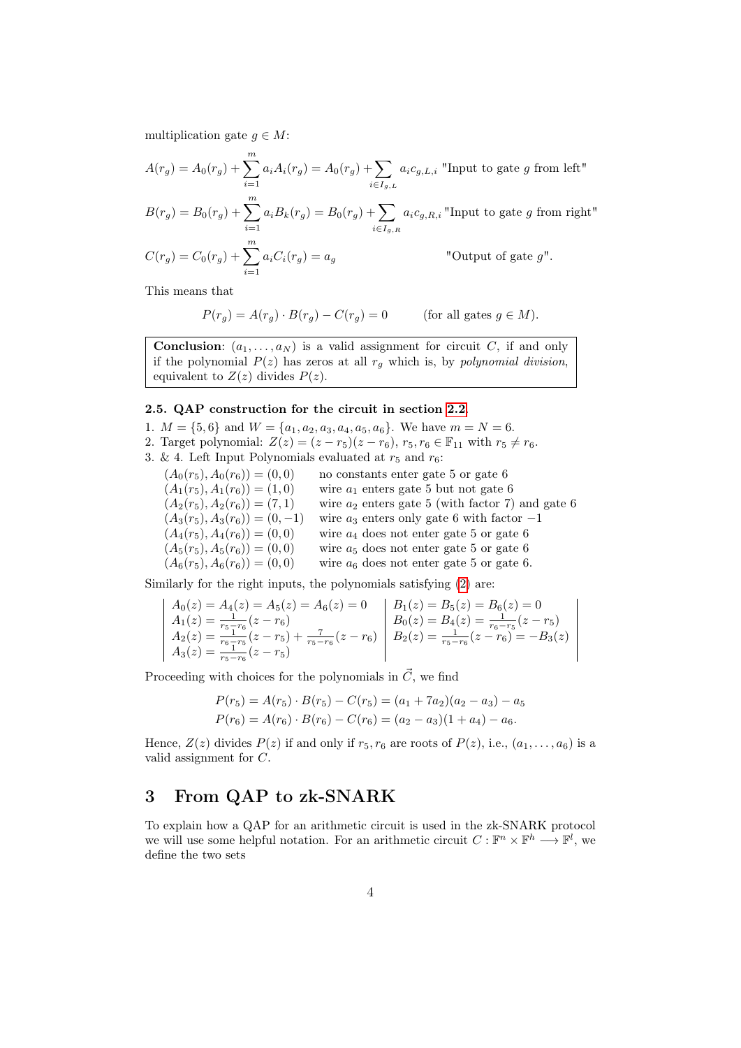multiplication gate $g \in M$:

$$A(r_g) = A_0(r_g) + \sum_{i=1}^{m} a_i A_i(r_g) = A_0(r_g) + \sum_{i \in I_{g,L}} a_i c_{g,L,i} \text{ "Input to gate } g \text{ from left"}$$

$$B(r_g) = B_0(r_g) + \sum_{i=1}^{m} a_i B_k(r_g) = B_0(r_g) + \sum_{i \in I_{g,R}} a_i c_{g,R,i} \text{ "Input to gate } g \text{ from right"}$$

$$C(r_g) = C_0(r_g) + \sum_{i=1}^{m} a_i C_i(r_g) = a_g \qquad \text{"Output of gate } g\text{".}$$

This means that

$$P(r_g) = A(r_g) \cdot B(r_g) - C(r_g) = 0 \qquad \text{(for all gates } g \in M\text{).}$$

**Conclusion**: $(a_1, \ldots, a_N)$ is a valid assignment for circuit $C$, if and only if the polynomial $P(z)$ has zeros at all $r_g$ which is, by *polynomial division*, equivalent to $Z(z)$ divides $P(z)$.

#### 2.5. QAP construction for the circuit in section 2.2

1. $M = \{5, 6\}$ and $W = \{a_1, a_2, a_3, a_4, a_5, a_6\}$. We have $m = N = 6$.
2. Target polynomial: $Z(z) = (z - r_5)(z - r_6)$, $r_5, r_6 \in \mathbb{F}_{11}$ with $r_5 \neq r_6$.
3. & 4. Left Input Polynomials evaluated at $r_5$ and $r_6$:

| | |
|---|---|
| $(A_0(r_5), A_0(r_6)) = (0, 0)$ | no constants enter gate 5 or gate 6 |
| $(A_1(r_5), A_1(r_6)) = (1, 0)$ | wire $a_1$ enters gate 5 but not gate 6 |
| $(A_2(r_5), A_2(r_6)) = (7, 1)$ | wire $a_2$ enters gate 5 (with factor 7) and gate 6 |
| $(A_3(r_5), A_3(r_6)) = (0, -1)$ | wire $a_3$ enters only gate 6 with factor $-1$ |
| $(A_4(r_5), A_4(r_6)) = (0, 0)$ | wire $a_4$ does not enter gate 5 or gate 6 |
| $(A_5(r_5), A_5(r_6)) = (0, 0)$ | wire $a_5$ does not enter gate 5 or gate 6 |
| $(A_6(r_5), A_6(r_6)) = (0, 0)$ | wire $a_6$ does not enter gate 5 or gate 6. |

Similarly for the right inputs, the polynomials satisfying (2) are:

| | |
|---|---|
| $A_0(z) = A_4(z) = A_5(z) = A_6(z) = 0$ | $B_1(z) = B_5(z) = B_6(z) = 0$ |
| $A_1(z) = \frac{1}{r_5 - r_6}(z - r_6)$ | $B_0(z) = B_4(z) = \frac{1}{r_6 - r_5}(z - r_5)$ |
| $A_2(z) = \frac{1}{r_6 - r_5}(z - r_5) + \frac{7}{r_5 - r_6}(z - r_6)$ | $B_2(z) = \frac{1}{r_5 - r_6}(z - r_6) = -B_3(z)$ |
| $A_3(z) = \frac{1}{r_5 - r_6}(z - r_5)$ | |

Proceeding with choices for the polynomials in $\vec{C}$, we find

$$P(r_5) = A(r_5) \cdot B(r_5) - C(r_5) = (a_1 + 7a_2)(a_2 - a_3) - a_5$$
$$P(r_6) = A(r_6) \cdot B(r_6) - C(r_6) = (a_2 - a_3)(1 + a_4) - a_6.$$

Hence, $Z(z)$ divides $P(z)$ if and only if $r_5, r_6$ are roots of $P(z)$, i.e., $(a_1, \ldots, a_6)$ is a valid assignment for $C$.

# 3 From QAP to zk-SNARK

To explain how a QAP for an arithmetic circuit is used in the zk-SNARK protocol we will use some helpful notation. For an arithmetic circuit $C : \mathbb{F}^n \times \mathbb{F}^h \longrightarrow \mathbb{F}^l$, we define the two sets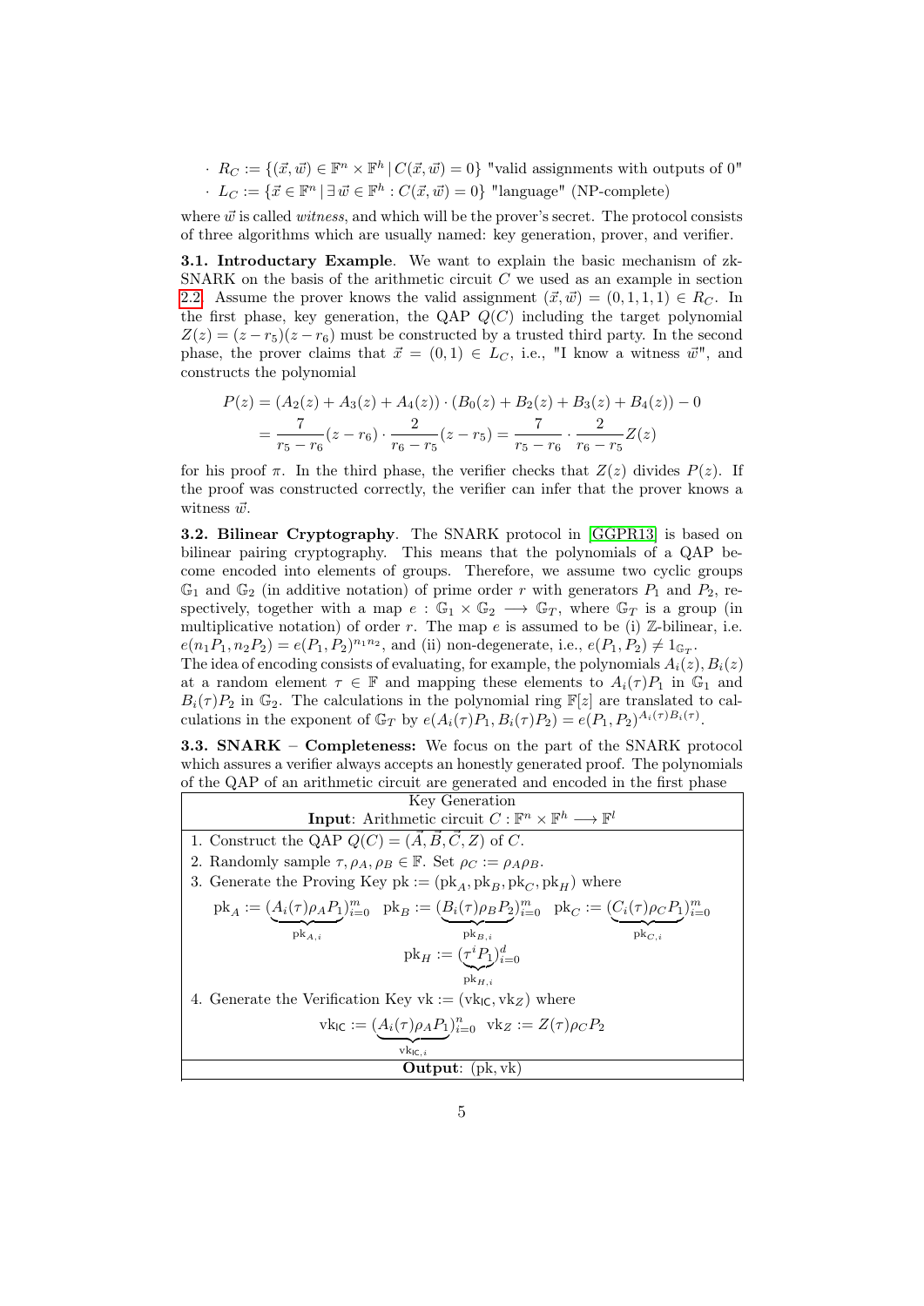- $R_C := \{(\vec{x}, \vec{w}) \in \mathbb{F}^n \times \mathbb{F}^h \,|\, C(\vec{x}, \vec{w}) = 0\}$ "valid assignments with outputs of 0"
- $L_C := \{\vec{x} \in \mathbb{F}^n \,|\, \exists\, \vec{w} \in \mathbb{F}^h : C(\vec{x}, \vec{w}) = 0\}$ "language" (NP-complete)

where $\vec{w}$ is called *witness*, and which will be the prover's secret. The protocol consists of three algorithms which are usually named: key generation, prover, and verifier.

**3.1. Introductary Example**. We want to explain the basic mechanism of zk-SNARK on the basis of the arithmetic circuit $C$ we used as an example in section 2.2. Assume the prover knows the valid assignment $(\vec{x}, \vec{w}) = (0, 1, 1, 1) \in R_C$. In the first phase, key generation, the QAP $Q(C)$ including the target polynomial $Z(z) = (z - r_5)(z - r_6)$ must be constructed by a trusted third party. In the second phase, the prover claims that $\vec{x} = (0, 1) \in L_C$, i.e., "I know a witness $\vec{w}$", and constructs the polynomial

$$
\begin{aligned}
P(z) &= (A_2(z) + A_3(z) + A_4(z)) \cdot (B_0(z) + B_2(z) + B_3(z) + B_4(z)) - 0 \\
&= \frac{7}{r_5 - r_6}(z - r_6) \cdot \frac{2}{r_6 - r_5}(z - r_5) = \frac{7}{r_5 - r_6} \cdot \frac{2}{r_6 - r_5} Z(z)
\end{aligned}
$$

for his proof $\pi$. In the third phase, the verifier checks that $Z(z)$ divides $P(z)$. If the proof was constructed correctly, the verifier can infer that the prover knows a witness $\vec{w}$.

**3.2. Bilinear Cryptography**. The SNARK protocol in [GGPR13] is based on bilinear pairing cryptography. This means that the polynomials of a QAP become encoded into elements of groups. Therefore, we assume two cyclic groups $\mathbb{G}_1$ and $\mathbb{G}_2$ (in additive notation) of prime order $r$ with generators $P_1$ and $P_2$, respectively, together with a map $e : \mathbb{G}_1 \times \mathbb{G}_2 \longrightarrow \mathbb{G}_T$, where $\mathbb{G}_T$ is a group (in multiplicative notation) of order $r$. The map $e$ is assumed to be (i) $\mathbb{Z}$-bilinear, i.e. $e(n_1 P_1, n_2 P_2) = e(P_1, P_2)^{n_1 n_2}$, and (ii) non-degenerate, i.e., $e(P_1, P_2) \neq 1_{\mathbb{G}_T}$.
The idea of encoding consists of evaluating, for example, the polynomials $A_i(z), B_i(z)$ at a random element $\tau \in \mathbb{F}$ and mapping these elements to $A_i(\tau)P_1$ in $\mathbb{G}_1$ and $B_i(\tau)P_2$ in $\mathbb{G}_2$. The calculations in the polynomial ring $\mathbb{F}[z]$ are translated to calculations in the exponent of $\mathbb{G}_T$ by $e(A_i(\tau)P_1, B_i(\tau)P_2) = e(P_1, P_2)^{A_i(\tau)B_i(\tau)}$.

**3.3. SNARK – Completeness:** We focus on the part of the SNARK protocol which assures a verifier always accepts an honestly generated proof. The polynomials of the QAP of an arithmetic circuit are generated and encoded in the first phase

| Key Generation<br>**Input**: Arithmetic circuit $C : \mathbb{F}^n \times \mathbb{F}^h \longrightarrow \mathbb{F}^l$ |
|---|
| 1. Construct the QAP $Q(C) = (\vec{A}, \vec{B}, \vec{C}, Z)$ of $C$.<br>2. Randomly sample $\tau, \rho_A, \rho_B \in \mathbb{F}$. Set $\rho_C := \rho_A \rho_B$.<br>3. Generate the Proving Key $\mathrm{pk} := (\mathrm{pk}_A, \mathrm{pk}_B, \mathrm{pk}_C, \mathrm{pk}_H)$ where<br>$\mathrm{pk}_A := (\underbrace{A_i(\tau)\rho_A P_1}_{\mathrm{pk}_{A,i}})_{i=0}^m \quad \mathrm{pk}_B := (\underbrace{B_i(\tau)\rho_B P_2}_{\mathrm{pk}_{B,i}})_{i=0}^m \quad \mathrm{pk}_C := (\underbrace{C_i(\tau)\rho_C P_1}_{\mathrm{pk}_{C,i}})_{i=0}^m$<br>$\mathrm{pk}_H := (\underbrace{\tau^i P_1}_{\mathrm{pk}_{H,i}})_{i=0}^d$<br>4. Generate the Verification Key $\mathrm{vk} := (\mathrm{vk}_{\mathsf{IC}}, \mathrm{vk}_Z)$ where<br>$\mathrm{vk}_{\mathsf{IC}} := (\underbrace{A_i(\tau)\rho_A P_1}_{\mathrm{vk}_{\mathsf{IC},i}})_{i=0}^n \quad \mathrm{vk}_Z := Z(\tau)\rho_C P_2$ |
| **Output**: $(\mathrm{pk}, \mathrm{vk})$ |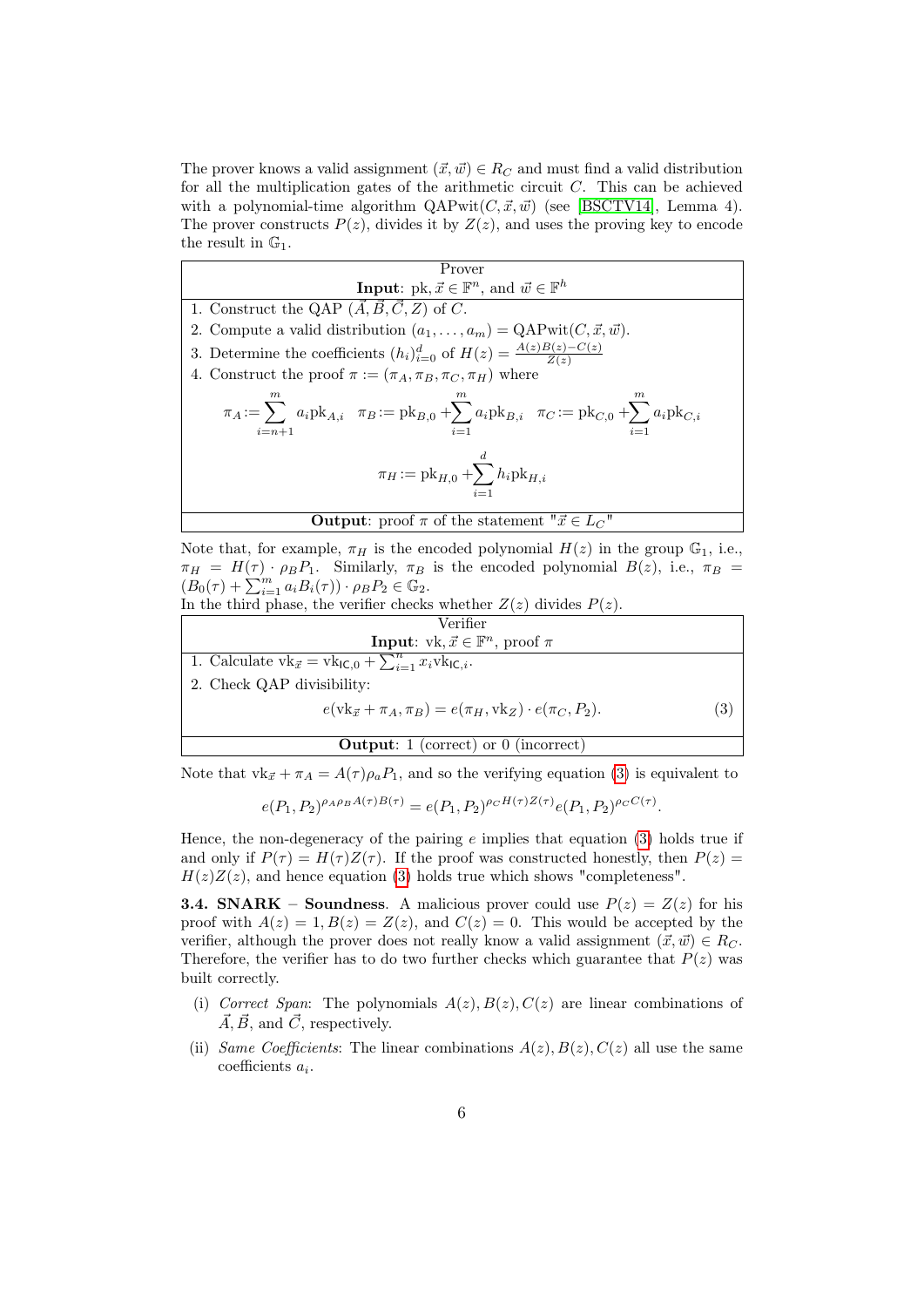The prover knows a valid assignment $(\vec{x}, \vec{w}) \in R_C$ and must find a valid distribution for all the multiplication gates of the arithmetic circuit $C$. This can be achieved with a polynomial-time algorithm $\text{QAPwit}(C, \vec{x}, \vec{w})$ (see [BSCTV14], Lemma 4). The prover constructs $P(z)$, divides it by $Z(z)$, and uses the proving key to encode the result in $\mathbb{G}_1$.

---

**Prover**

**Input**: pk, $\vec{x} \in \mathbb{F}^n$, and $\vec{w} \in \mathbb{F}^h$

1. Construct the QAP $(\vec{A}, \vec{B}, \vec{C}, Z)$ of $C$.
2. Compute a valid distribution $(a_1, \ldots, a_m) = \text{QAPwit}(C, \vec{x}, \vec{w})$.
3. Determine the coefficients $(h_i)_{i=0}^d$ of $H(z) = \frac{A(z)B(z)-C(z)}{Z(z)}$
4. Construct the proof $\pi := (\pi_A, \pi_B, \pi_C, \pi_H)$ where

$$\pi_A := \sum_{i=n+1}^{m} a_i \text{pk}_{A,i} \quad \pi_B := \text{pk}_{B,0} + \sum_{i=1}^{m} a_i \text{pk}_{B,i} \quad \pi_C := \text{pk}_{C,0} + \sum_{i=1}^{m} a_i \text{pk}_{C,i}$$

$$\pi_H := \text{pk}_{H,0} + \sum_{i=1}^{d} h_i \text{pk}_{H,i}$$

**Output**: proof $\pi$ of the statement "$\vec{x} \in L_C$"

---

Note that, for example, $\pi_H$ is the encoded polynomial $H(z)$ in the group $\mathbb{G}_1$, i.e., $\pi_H = H(\tau) \cdot \rho_B P_1$. Similarly, $\pi_B$ is the encoded polynomial $B(z)$, i.e., $\pi_B = (B_0(\tau) + \sum_{i=1}^m a_i B_i(\tau)) \cdot \rho_B P_2 \in \mathbb{G}_2$.
In the third phase, the verifier checks whether $Z(z)$ divides $P(z)$.

---

**Verifier**

**Input**: vk, $\vec{x} \in \mathbb{F}^n$, proof $\pi$

1. Calculate $\text{vk}_{\vec{x}} = \text{vk}_{\mathsf{IC},0} + \sum_{i=1}^n x_i \text{vk}_{\mathsf{IC},i}$.
2. Check QAP divisibility:

$$e(\text{vk}_{\vec{x}} + \pi_A, \pi_B) = e(\pi_H, \text{vk}_Z) \cdot e(\pi_C, P_2). \tag{3}$$

**Output**: 1 (correct) or 0 (incorrect)

---

Note that $\text{vk}_{\vec{x}} + \pi_A = A(\tau)\rho_a P_1$, and so the verifying equation (3) is equivalent to

$$e(P_1, P_2)^{\rho_A \rho_B A(\tau)B(\tau)} = e(P_1, P_2)^{\rho_C H(\tau)Z(\tau)} e(P_1, P_2)^{\rho_C C(\tau)}.$$

Hence, the non-degeneracy of the pairing $e$ implies that equation (3) holds true if and only if $P(\tau) = H(\tau)Z(\tau)$. If the proof was constructed honestly, then $P(z) = H(z)Z(z)$, and hence equation (3) holds true which shows "completeness".

**3.4. SNARK – Soundness**. A malicious prover could use $P(z) = Z(z)$ for his proof with $A(z) = 1, B(z) = Z(z)$, and $C(z) = 0$. This would be accepted by the verifier, although the prover does not really know a valid assignment $(\vec{x}, \vec{w}) \in R_C$. Therefore, the verifier has to do two further checks which guarantee that $P(z)$ was built correctly.

(i) *Correct Span*: The polynomials $A(z), B(z), C(z)$ are linear combinations of $\vec{A}, \vec{B}$, and $\vec{C}$, respectively.

(ii) *Same Coefficients*: The linear combinations $A(z), B(z), C(z)$ all use the same coefficients $a_i$.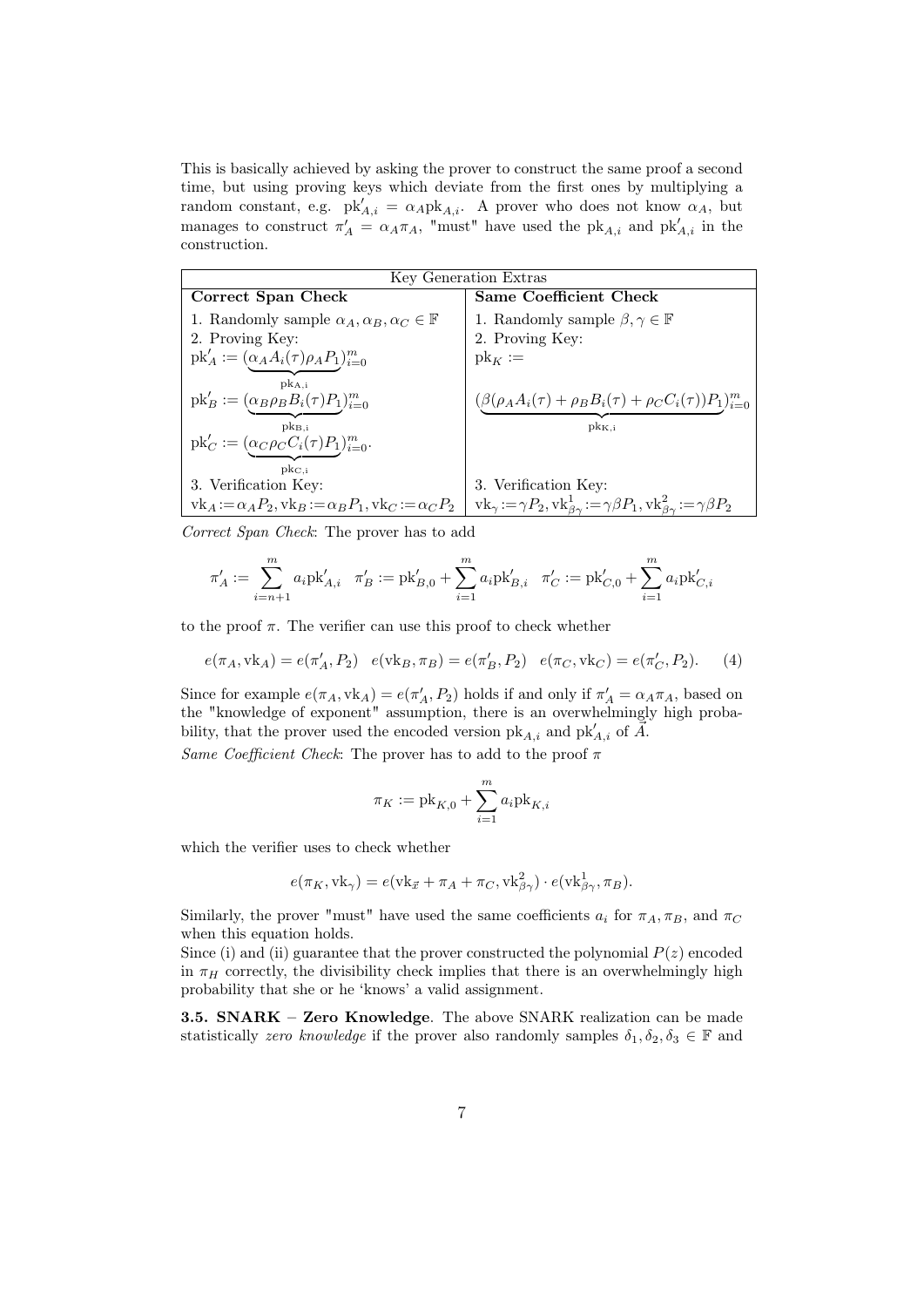This is basically achieved by asking the prover to construct the same proof a second time, but using proving keys which deviate from the first ones by multiplying a random constant, e.g. $\mathrm{pk}'_{A,i} = \alpha_A \mathrm{pk}_{A,i}$. A prover who does not know $\alpha_A$, but manages to construct $\pi'_A = \alpha_A \pi_A$, "must" have used the $\mathrm{pk}_{A,i}$ and $\mathrm{pk}'_{A,i}$ in the construction.

| Key Generation Extras | |
|---|---|
| **Correct Span Check** | **Same Coefficient Check** |
| 1. Randomly sample $\alpha_A, \alpha_B, \alpha_C \in \mathbb{F}$ | 1. Randomly sample $\beta, \gamma \in \mathbb{F}$ |
| 2. Proving Key: | 2. Proving Key: |
| $\mathrm{pk}'_A := (\underbrace{\alpha_A A_i(\tau)\rho_A P_1}_{\mathrm{pk_{A,i}}})_{i=0}^m$ | $\mathrm{pk}_K :=$ |
| $\mathrm{pk}'_B := (\underbrace{\alpha_B \rho_B B_i(\tau) P_1}_{\mathrm{pk_{B,i}}})_{i=0}^m$ | $(\underbrace{\beta(\rho_A A_i(\tau) + \rho_B B_i(\tau) + \rho_C C_i(\tau)) P_1}_{\mathrm{pk_{K,i}}})_{i=0}^m$ |
| $\mathrm{pk}'_C := (\underbrace{\alpha_C \rho_C C_i(\tau) P_1}_{\mathrm{pk_{C,i}}})_{i=0}^m$. | |
| 3. Verification Key: | 3. Verification Key: |
| $\mathrm{vk}_A := \alpha_A P_2, \mathrm{vk}_B := \alpha_B P_1, \mathrm{vk}_C := \alpha_C P_2$ | $\mathrm{vk}_\gamma := \gamma P_2, \mathrm{vk}^1_{\beta\gamma} := \gamma\beta P_1, \mathrm{vk}^2_{\beta\gamma} := \gamma\beta P_2$ |

*Correct Span Check*: The prover has to add

$$\pi'_A := \sum_{i=n+1}^{m} a_i \mathrm{pk}'_{A,i} \quad \pi'_B := \mathrm{pk}'_{B,0} + \sum_{i=1}^{m} a_i \mathrm{pk}'_{B,i} \quad \pi'_C := \mathrm{pk}'_{C,0} + \sum_{i=1}^{m} a_i \mathrm{pk}'_{C,i}$$

to the proof $\pi$. The verifier can use this proof to check whether

$$e(\pi_A, \mathrm{vk}_A) = e(\pi'_A, P_2) \quad e(\mathrm{vk}_B, \pi_B) = e(\pi'_B, P_2) \quad e(\pi_C, \mathrm{vk}_C) = e(\pi'_C, P_2). \qquad (4)$$

Since for example $e(\pi_A, \mathrm{vk}_A) = e(\pi'_A, P_2)$ holds if and only if $\pi'_A = \alpha_A \pi_A$, based on the "knowledge of exponent" assumption, there is an overwhelmingly high probability, that the prover used the encoded version $\mathrm{pk}_{A,i}$ and $\mathrm{pk}'_{A,i}$ of $\vec{A}$.

*Same Coefficient Check*: The prover has to add to the proof $\pi$

$$\pi_K := \mathrm{pk}_{K,0} + \sum_{i=1}^{m} a_i \mathrm{pk}_{K,i}$$

which the verifier uses to check whether

$$e(\pi_K, \mathrm{vk}_\gamma) = e(\mathrm{vk}_{\vec{x}} + \pi_A + \pi_C, \mathrm{vk}^2_{\beta\gamma}) \cdot e(\mathrm{vk}^1_{\beta\gamma}, \pi_B).$$

Similarly, the prover "must" have used the same coefficients $a_i$ for $\pi_A, \pi_B$, and $\pi_C$ when this equation holds.

Since (i) and (ii) guarantee that the prover constructed the polynomial $P(z)$ encoded in $\pi_H$ correctly, the divisibility check implies that there is an overwhelmingly high probability that she or he 'knows' a valid assignment.

**3.5. SNARK – Zero Knowledge**. The above SNARK realization can be made statistically *zero knowledge* if the prover also randomly samples $\delta_1, \delta_2, \delta_3 \in \mathbb{F}$ and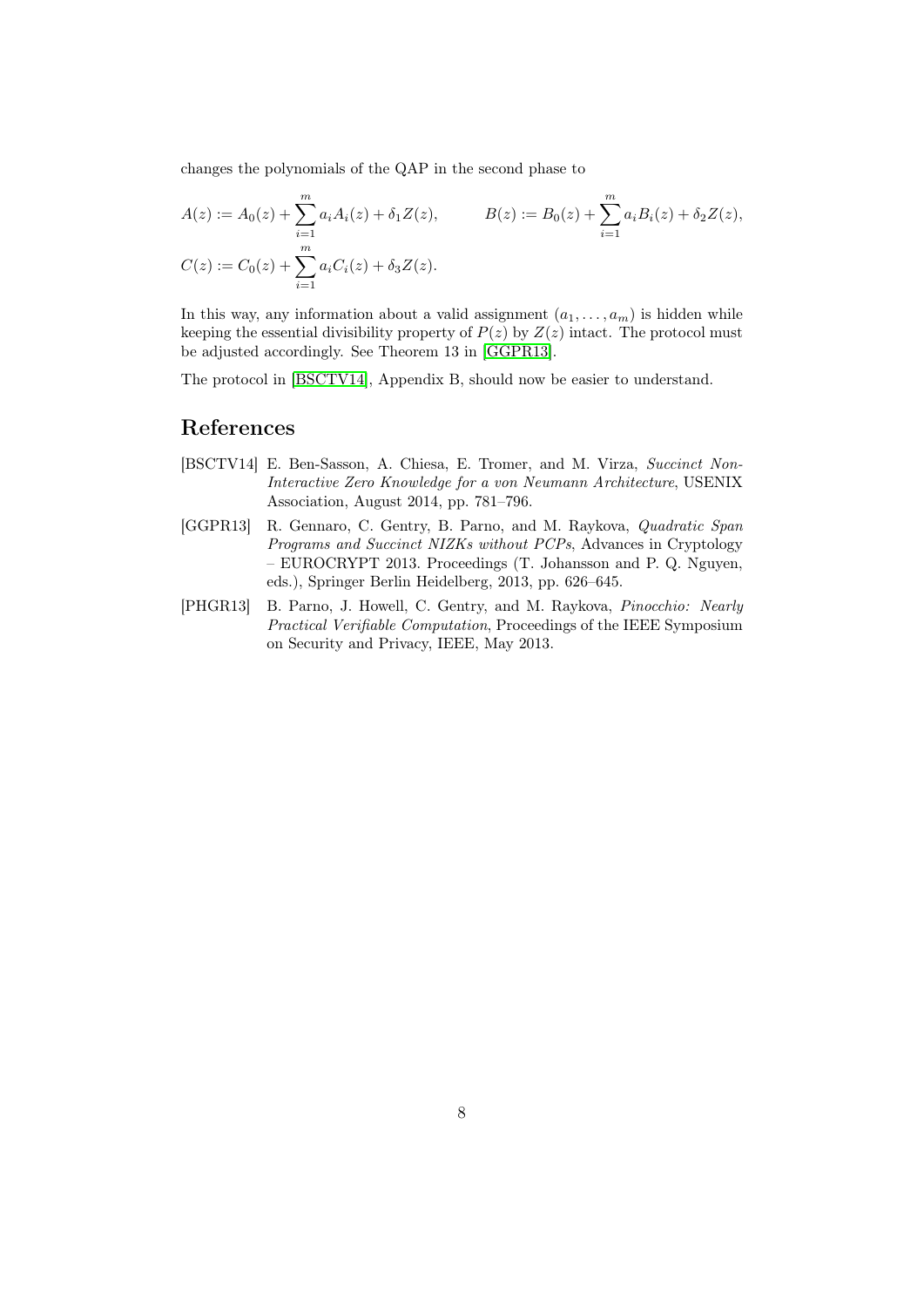changes the polynomials of the QAP in the second phase to

$$A(z) := A_0(z) + \sum_{i=1}^{m} a_i A_i(z) + \delta_1 Z(z), \qquad B(z) := B_0(z) + \sum_{i=1}^{m} a_i B_i(z) + \delta_2 Z(z),$$

$$C(z) := C_0(z) + \sum_{i=1}^{m} a_i C_i(z) + \delta_3 Z(z).$$

In this way, any information about a valid assignment $(a_1, \ldots, a_m)$ is hidden while keeping the essential divisibility property of $P(z)$ by $Z(z)$ intact. The protocol must be adjusted accordingly. See Theorem 13 in [GGPR13].

The protocol in [BSCTV14], Appendix B, should now be easier to understand.

## References

[BSCTV14] E. Ben-Sasson, A. Chiesa, E. Tromer, and M. Virza, *Succinct Non-Interactive Zero Knowledge for a von Neumann Architecture*, USENIX Association, August 2014, pp. 781–796.

[GGPR13] R. Gennaro, C. Gentry, B. Parno, and M. Raykova, *Quadratic Span Programs and Succinct NIZKs without PCPs*, Advances in Cryptology – EUROCRYPT 2013. Proceedings (T. Johansson and P. Q. Nguyen, eds.), Springer Berlin Heidelberg, 2013, pp. 626–645.

[PHGR13] B. Parno, J. Howell, C. Gentry, and M. Raykova, *Pinocchio: Nearly Practical Verifiable Computation*, Proceedings of the IEEE Symposium on Security and Privacy, IEEE, May 2013.